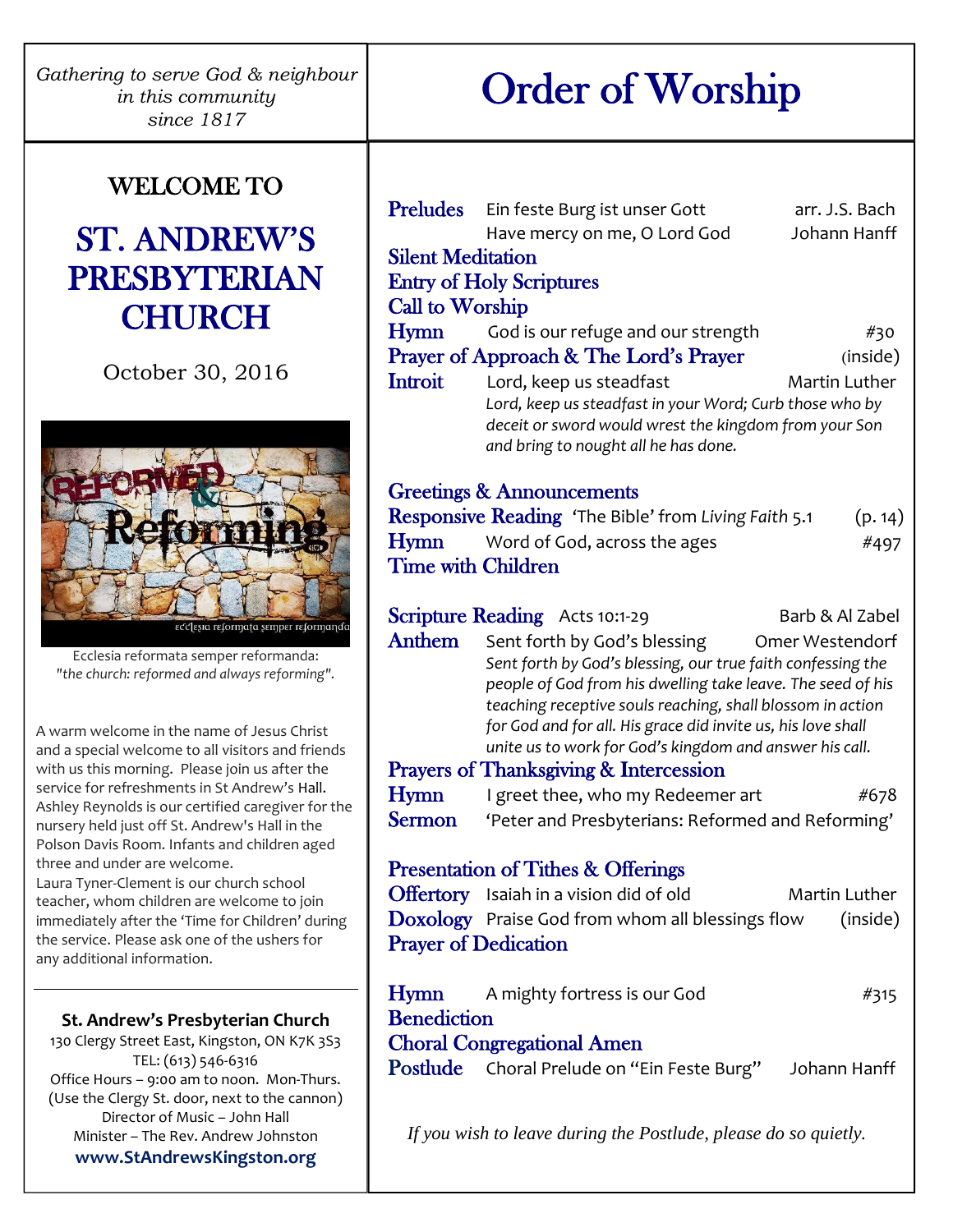*Gathering to serve God & neighbour in this community since 1817*

## WELCOME TO

# ST. ANDREW'S PRESBYTERIAN CHURCH

October 30, 2016

Ecclesia reformata semper reformanda: *"the church: reformed and always reforming".*

A warm welcome in the name of Jesus Christ and a special welcome to all visitors and friends with us this morning. Please join us after the service for refreshments in St Andrew's Hall. Ashley Reynolds is our certified caregiver for the nursery held just off St. Andrew's Hall in the Polson Davis Room. Infants and children aged three and under are welcome.
Laura Tyner-Clement is our church school teacher, whom children are welcome to join immediately after the 'Time for Children' during the service. Please ask one of the ushers for any additional information.

---

**St. Andrew's Presbyterian Church**
130 Clergy Street East, Kingston, ON K7K 3S3
TEL: (613) 546-6316
Office Hours – 9:00 am to noon. Mon-Thurs.
(Use the Clergy St. door, next to the cannon)
Director of Music – John Hall
Minister – The Rev. Andrew Johnston
**www.StAndrewsKingston.org**

# Order of Worship

**Preludes** Ein feste Burg ist unser Gott — arr. J.S. Bach
Have mercy on me, O Lord God — Johann Hanff

**Silent Meditation**

**Entry of Holy Scriptures**

**Call to Worship**

**Hymn** God is our refuge and our strength — #30

**Prayer of Approach & The Lord's Prayer** — (inside)

**Introit** Lord, keep us steadfast — Martin Luther
*Lord, keep us steadfast in your Word; Curb those who by deceit or sword would wrest the kingdom from your Son and bring to nought all he has done.*

**Greetings & Announcements**

**Responsive Reading** 'The Bible' from *Living Faith* 5.1 — (p. 14)

**Hymn** Word of God, across the ages — #497

**Time with Children**

**Scripture Reading** Acts 10:1-29 — Barb & Al Zabel

**Anthem** Sent forth by God's blessing — Omer Westendorf
*Sent forth by God's blessing, our true faith confessing the people of God from his dwelling take leave. The seed of his teaching receptive souls reaching, shall blossom in action for God and for all. His grace did invite us, his love shall unite us to work for God's kingdom and answer his call.*

**Prayers of Thanksgiving & Intercession**

**Hymn** I greet thee, who my Redeemer art — #678

**Sermon** 'Peter and Presbyterians: Reformed and Reforming'

**Presentation of Tithes & Offerings**

**Offertory** Isaiah in a vision did of old — Martin Luther

**Doxology** Praise God from whom all blessings flow — (inside)

**Prayer of Dedication**

**Hymn** A mighty fortress is our God — #315

**Benediction**

**Choral Congregational Amen**

**Postlude** Choral Prelude on "Ein Feste Burg" — Johann Hanff

*If you wish to leave during the Postlude, please do so quietly.*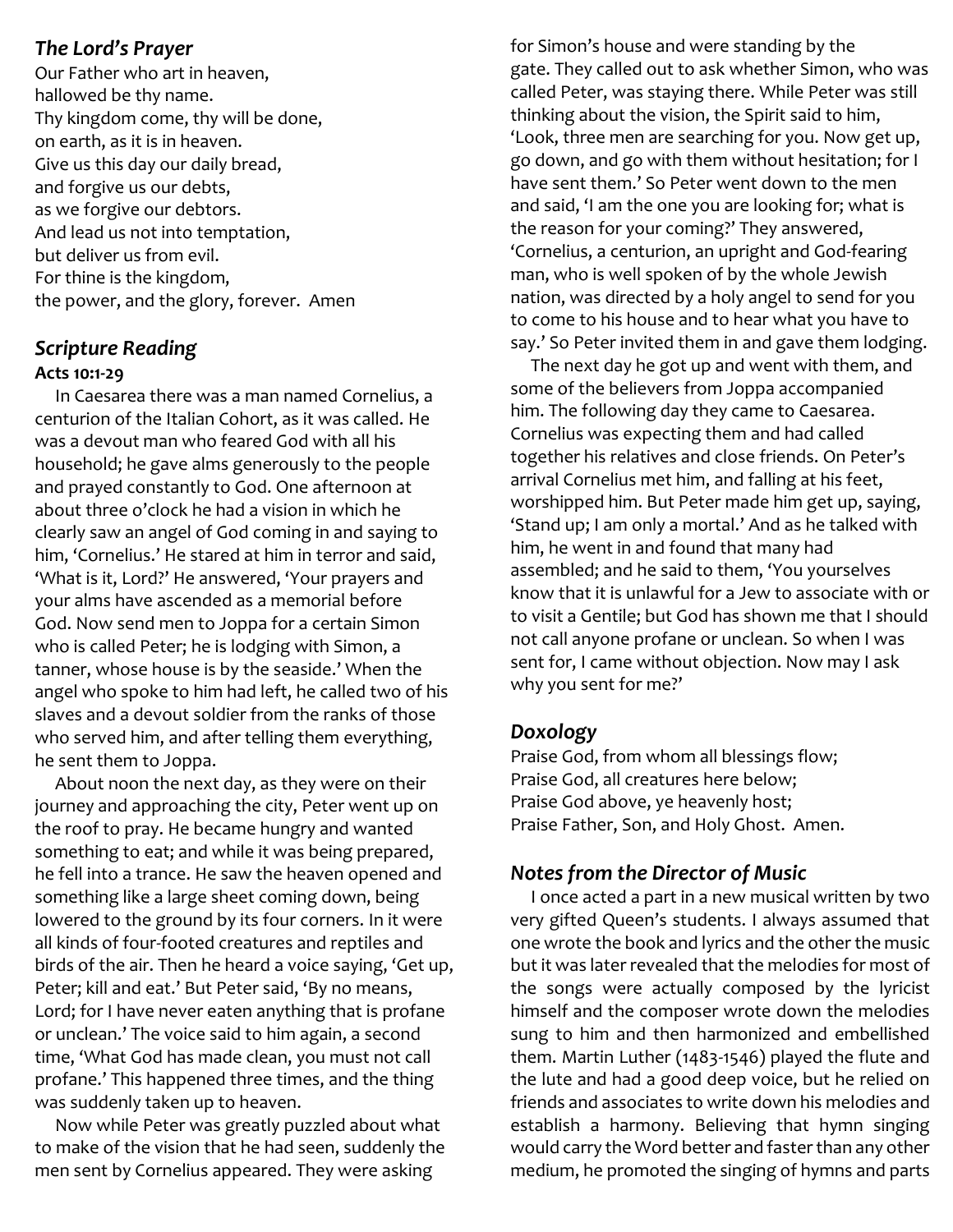### *The Lord's Prayer*

Our Father who art in heaven,
hallowed be thy name.
Thy kingdom come, thy will be done,
on earth, as it is in heaven.
Give us this day our daily bread,
and forgive us our debts,
as we forgive our debtors.
And lead us not into temptation,
but deliver us from evil.
For thine is the kingdom,
the power, and the glory, forever. Amen

### *Scripture Reading*

**Acts 10:1-29**

In Caesarea there was a man named Cornelius, a centurion of the Italian Cohort, as it was called. He was a devout man who feared God with all his household; he gave alms generously to the people and prayed constantly to God. One afternoon at about three o'clock he had a vision in which he clearly saw an angel of God coming in and saying to him, 'Cornelius.' He stared at him in terror and said, 'What is it, Lord?' He answered, 'Your prayers and your alms have ascended as a memorial before God. Now send men to Joppa for a certain Simon who is called Peter; he is lodging with Simon, a tanner, whose house is by the seaside.' When the angel who spoke to him had left, he called two of his slaves and a devout soldier from the ranks of those who served him, and after telling them everything, he sent them to Joppa.

About noon the next day, as they were on their journey and approaching the city, Peter went up on the roof to pray. He became hungry and wanted something to eat; and while it was being prepared, he fell into a trance. He saw the heaven opened and something like a large sheet coming down, being lowered to the ground by its four corners. In it were all kinds of four-footed creatures and reptiles and birds of the air. Then he heard a voice saying, 'Get up, Peter; kill and eat.' But Peter said, 'By no means, Lord; for I have never eaten anything that is profane or unclean.' The voice said to him again, a second time, 'What God has made clean, you must not call profane.' This happened three times, and the thing was suddenly taken up to heaven.

Now while Peter was greatly puzzled about what to make of the vision that he had seen, suddenly the men sent by Cornelius appeared. They were asking for Simon's house and were standing by the gate. They called out to ask whether Simon, who was called Peter, was staying there. While Peter was still thinking about the vision, the Spirit said to him, 'Look, three men are searching for you. Now get up, go down, and go with them without hesitation; for I have sent them.' So Peter went down to the men and said, 'I am the one you are looking for; what is the reason for your coming?' They answered, 'Cornelius, a centurion, an upright and God-fearing man, who is well spoken of by the whole Jewish nation, was directed by a holy angel to send for you to come to his house and to hear what you have to say.' So Peter invited them in and gave them lodging.

The next day he got up and went with them, and some of the believers from Joppa accompanied him. The following day they came to Caesarea. Cornelius was expecting them and had called together his relatives and close friends. On Peter's arrival Cornelius met him, and falling at his feet, worshipped him. But Peter made him get up, saying, 'Stand up; I am only a mortal.' And as he talked with him, he went in and found that many had assembled; and he said to them, 'You yourselves know that it is unlawful for a Jew to associate with or to visit a Gentile; but God has shown me that I should not call anyone profane or unclean. So when I was sent for, I came without objection. Now may I ask why you sent for me?'

### *Doxology*

Praise God, from whom all blessings flow;
Praise God, all creatures here below;
Praise God above, ye heavenly host;
Praise Father, Son, and Holy Ghost. Amen.

### *Notes from the Director of Music*

I once acted a part in a new musical written by two very gifted Queen's students. I always assumed that one wrote the book and lyrics and the other the music but it was later revealed that the melodies for most of the songs were actually composed by the lyricist himself and the composer wrote down the melodies sung to him and then harmonized and embellished them. Martin Luther (1483-1546) played the flute and the lute and had a good deep voice, but he relied on friends and associates to write down his melodies and establish a harmony. Believing that hymn singing would carry the Word better and faster than any other medium, he promoted the singing of hymns and parts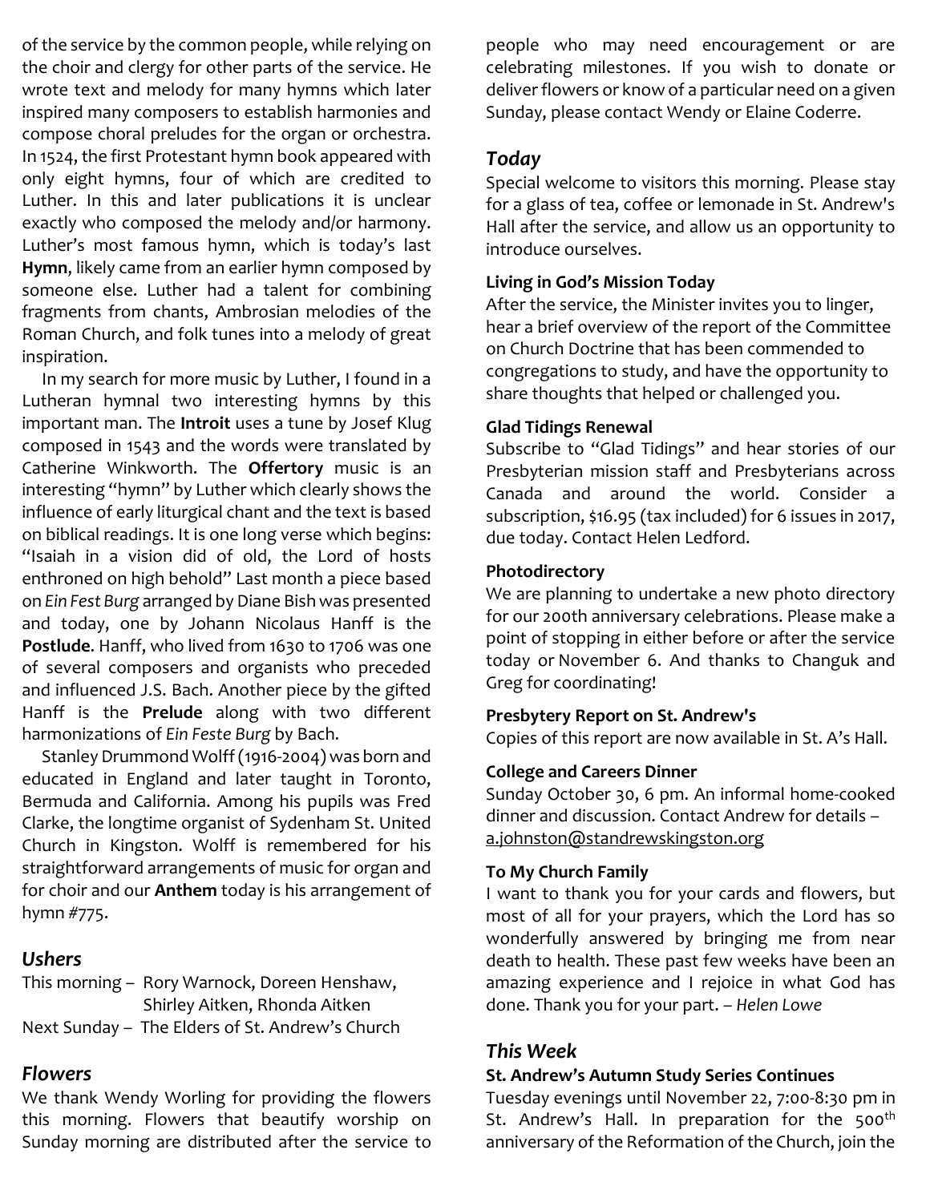of the service by the common people, while relying on the choir and clergy for other parts of the service. He wrote text and melody for many hymns which later inspired many composers to establish harmonies and compose choral preludes for the organ or orchestra. In 1524, the first Protestant hymn book appeared with only eight hymns, four of which are credited to Luther. In this and later publications it is unclear exactly who composed the melody and/or harmony. Luther's most famous hymn, which is today's last **Hymn**, likely came from an earlier hymn composed by someone else. Luther had a talent for combining fragments from chants, Ambrosian melodies of the Roman Church, and folk tunes into a melody of great inspiration.

In my search for more music by Luther, I found in a Lutheran hymnal two interesting hymns by this important man. The **Introit** uses a tune by Josef Klug composed in 1543 and the words were translated by Catherine Winkworth. The **Offertory** music is an interesting "hymn" by Luther which clearly shows the influence of early liturgical chant and the text is based on biblical readings. It is one long verse which begins: "Isaiah in a vision did of old, the Lord of hosts enthroned on high behold" Last month a piece based on *Ein Fest Burg* arranged by Diane Bish was presented and today, one by Johann Nicolaus Hanff is the **Postlude**. Hanff, who lived from 1630 to 1706 was one of several composers and organists who preceded and influenced J.S. Bach. Another piece by the gifted Hanff is the **Prelude** along with two different harmonizations of *Ein Feste Burg* by Bach.

Stanley Drummond Wolff (1916-2004) was born and educated in England and later taught in Toronto, Bermuda and California. Among his pupils was Fred Clarke, the longtime organist of Sydenham St. United Church in Kingston. Wolff is remembered for his straightforward arrangements of music for organ and for choir and our **Anthem** today is his arrangement of hymn #775.

## *Ushers*

This morning – Rory Warnock, Doreen Henshaw, Shirley Aitken, Rhonda Aitken
Next Sunday – The Elders of St. Andrew's Church

## *Flowers*

We thank Wendy Worling for providing the flowers this morning. Flowers that beautify worship on Sunday morning are distributed after the service to people who may need encouragement or are celebrating milestones. If you wish to donate or deliver flowers or know of a particular need on a given Sunday, please contact Wendy or Elaine Coderre.

## *Today*

Special welcome to visitors this morning. Please stay for a glass of tea, coffee or lemonade in St. Andrew's Hall after the service, and allow us an opportunity to introduce ourselves.

### Living in God's Mission Today

After the service, the Minister invites you to linger, hear a brief overview of the report of the Committee on Church Doctrine that has been commended to congregations to study, and have the opportunity to share thoughts that helped or challenged you.

### Glad Tidings Renewal

Subscribe to "Glad Tidings" and hear stories of our Presbyterian mission staff and Presbyterians across Canada and around the world. Consider a subscription, $16.95 (tax included) for 6 issues in 2017, due today. Contact Helen Ledford.

### Photodirectory

We are planning to undertake a new photo directory for our 200th anniversary celebrations. Please make a point of stopping in either before or after the service today or November 6. And thanks to Changuk and Greg for coordinating!

### Presbytery Report on St. Andrew's

Copies of this report are now available in St. A's Hall.

### College and Careers Dinner

Sunday October 30, 6 pm. An informal home-cooked dinner and discussion. Contact Andrew for details – a.johnston@standrewskingston.org

### To My Church Family

I want to thank you for your cards and flowers, but most of all for your prayers, which the Lord has so wonderfully answered by bringing me from near death to health. These past few weeks have been an amazing experience and I rejoice in what God has done. Thank you for your part. – *Helen Lowe*

## *This Week*

### St. Andrew's Autumn Study Series Continues

Tuesday evenings until November 22, 7:00-8:30 pm in St. Andrew's Hall. In preparation for the 500th anniversary of the Reformation of the Church, join the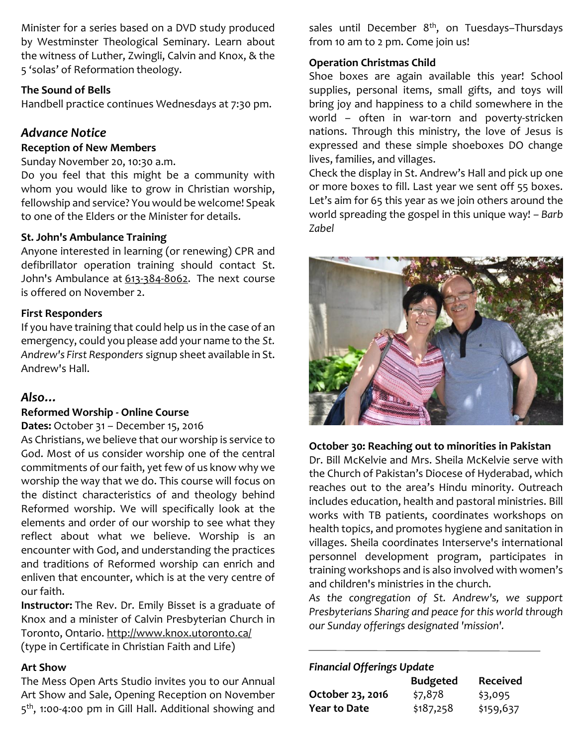Minister for a series based on a DVD study produced by Westminster Theological Seminary. Learn about the witness of Luther, Zwingli, Calvin and Knox, & the 5 'solas' of Reformation theology.

**The Sound of Bells**

Handbell practice continues Wednesdays at 7:30 pm.

## *Advance Notice*

**Reception of New Members**

Sunday November 20, 10:30 a.m.

Do you feel that this might be a community with whom you would like to grow in Christian worship, fellowship and service? You would be welcome! Speak to one of the Elders or the Minister for details.

**St. John's Ambulance Training**

Anyone interested in learning (or renewing) CPR and defibrillator operation training should contact St. John's Ambulance at 613-384-8062. The next course is offered on November 2.

**First Responders**

If you have training that could help us in the case of an emergency, could you please add your name to the *St. Andrew's First Responders* signup sheet available in St. Andrew's Hall.

## *Also…*

**Reformed Worship - Online Course**

**Dates:** October 31 – December 15, 2016

As Christians, we believe that our worship is service to God. Most of us consider worship one of the central commitments of our faith, yet few of us know why we worship the way that we do. This course will focus on the distinct characteristics of and theology behind Reformed worship. We will specifically look at the elements and order of our worship to see what they reflect about what we believe. Worship is an encounter with God, and understanding the practices and traditions of Reformed worship can enrich and enliven that encounter, which is at the very centre of our faith.

**Instructor:** The Rev. Dr. Emily Bisset is a graduate of Knox and a minister of Calvin Presbyterian Church in Toronto, Ontario. http://www.knox.utoronto.ca/ (type in Certificate in Christian Faith and Life)

**Art Show**

The Mess Open Arts Studio invites you to our Annual Art Show and Sale, Opening Reception on November 5th, 1:00-4:00 pm in Gill Hall. Additional showing and sales until December 8th, on Tuesdays–Thursdays from 10 am to 2 pm. Come join us!

**Operation Christmas Child**

Shoe boxes are again available this year! School supplies, personal items, small gifts, and toys will bring joy and happiness to a child somewhere in the world – often in war-torn and poverty-stricken nations. Through this ministry, the love of Jesus is expressed and these simple shoeboxes DO change lives, families, and villages.

Check the display in St. Andrew's Hall and pick up one or more boxes to fill. Last year we sent off 55 boxes. Let's aim for 65 this year as we join others around the world spreading the gospel in this unique way! – *Barb Zabel*

**October 30: Reaching out to minorities in Pakistan**

Dr. Bill McKelvie and Mrs. Sheila McKelvie serve with the Church of Pakistan's Diocese of Hyderabad, which reaches out to the area's Hindu minority. Outreach includes education, health and pastoral ministries. Bill works with TB patients, coordinates workshops on health topics, and promotes hygiene and sanitation in villages. Sheila coordinates Interserve's international personnel development program, participates in training workshops and is also involved with women's and children's ministries in the church.

*As the congregation of St. Andrew's, we support Presbyterians Sharing and peace for this world through our Sunday offerings designated 'mission'.*

***Financial Offerings Update***

| | **Budgeted** | **Received** |
|---|---|---|
| **October 23, 2016** | $7,878 | $3,095 |
| **Year to Date** | $187,258 | $159,637 |